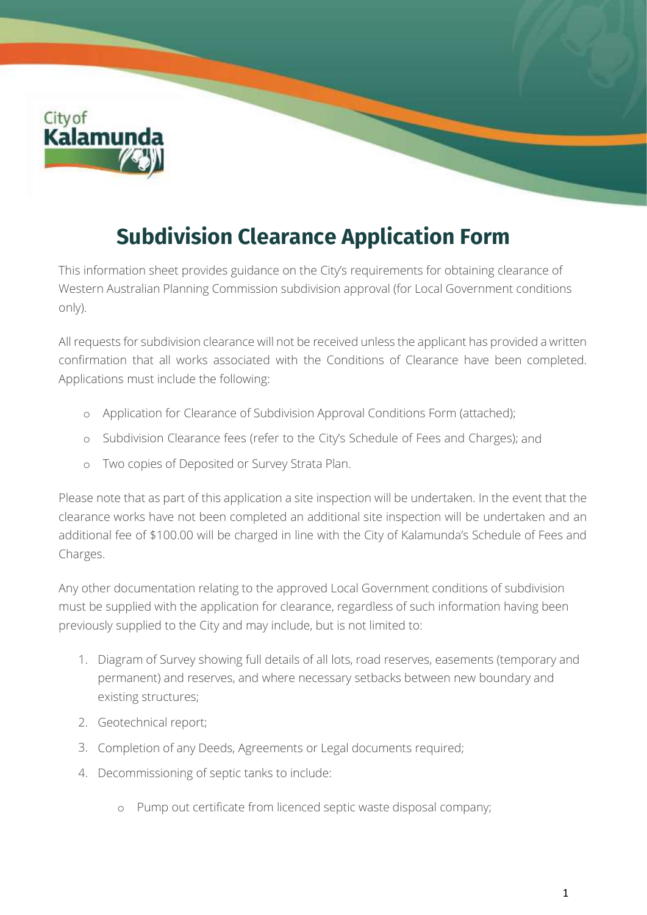# Subdivision Clearance Application Form

This information sheet provides guidance on the City's requirements for obtaining clearance of Western Australian Planning Commission subdivision approval (for Local Government conditions only).

All requests for subdivision clearance will not be received unless the applicant has provided a written confirmation that all works associated with the Conditions of Clearance have been completed. Applications must include the following:

- Application for Clearance of Subdivision Approval Conditions Form (attached);
- Subdivision Clearance fees (refer to the City's Schedule of Fees and Charges); and
- Two copies of Deposited or Survey Strata Plan.

Please note that as part of this application a site inspection will be undertaken. In the event that the clearance works have not been completed an additional site inspection will be undertaken and an additional fee of $100.00 will be charged in line with the City of Kalamunda's Schedule of Fees and Charges.

Any other documentation relating to the approved Local Government conditions of subdivision must be supplied with the application for clearance, regardless of such information having been previously supplied to the City and may include, but is not limited to:

1. Diagram of Survey showing full details of all lots, road reserves, easements (temporary and permanent) and reserves, and where necessary setbacks between new boundary and existing structures;
2. Geotechnical report;
3. Completion of any Deeds, Agreements or Legal documents required;
4. Decommissioning of septic tanks to include:
   - Pump out certificate from licenced septic waste disposal company;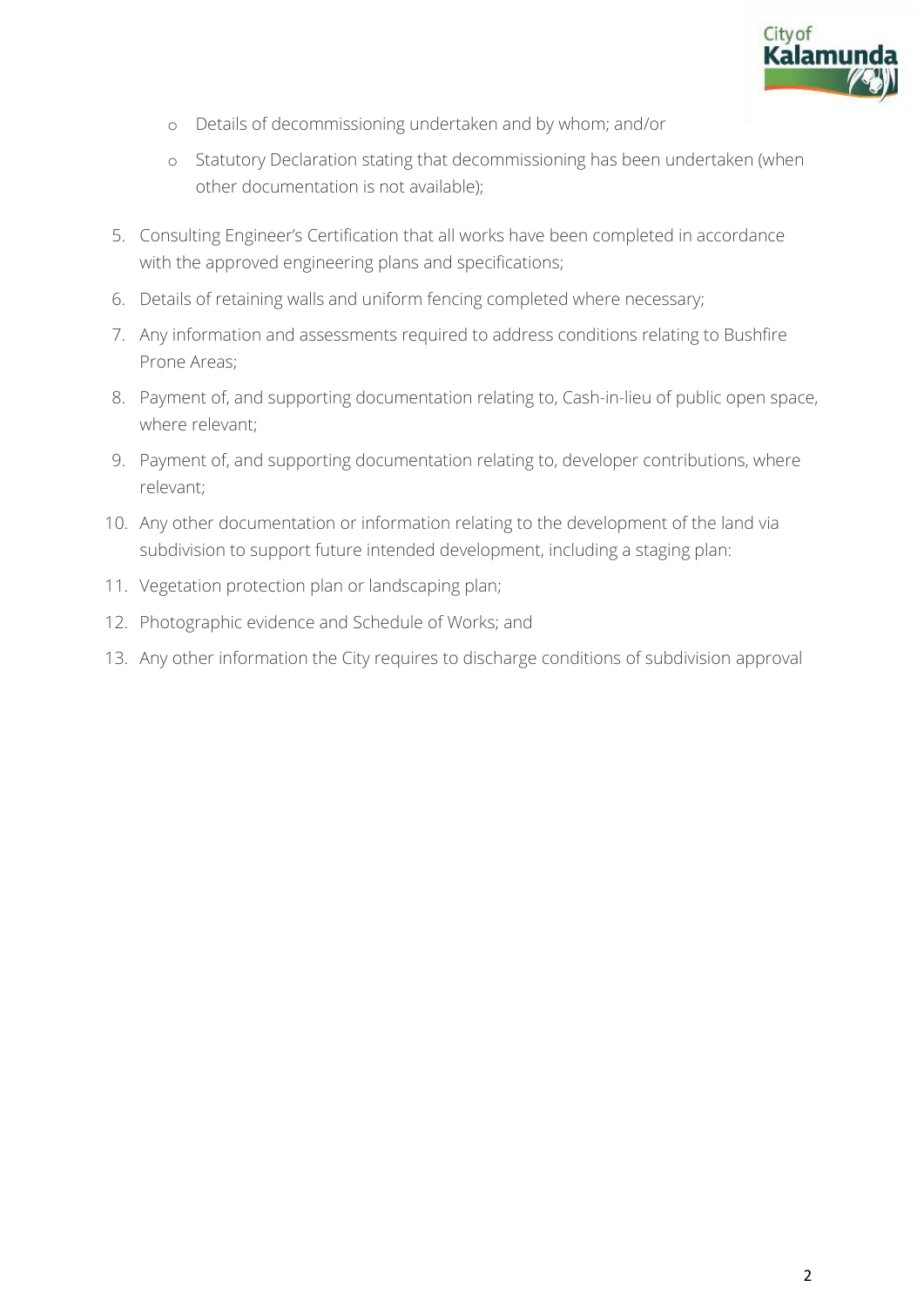- Details of decommissioning undertaken and by whom; and/or
- Statutory Declaration stating that decommissioning has been undertaken (when other documentation is not available);

5. Consulting Engineer's Certification that all works have been completed in accordance with the approved engineering plans and specifications;
6. Details of retaining walls and uniform fencing completed where necessary;
7. Any information and assessments required to address conditions relating to Bushfire Prone Areas;
8. Payment of, and supporting documentation relating to, Cash-in-lieu of public open space, where relevant;
9. Payment of, and supporting documentation relating to, developer contributions, where relevant;
10. Any other documentation or information relating to the development of the land via subdivision to support future intended development, including a staging plan:
11. Vegetation protection plan or landscaping plan;
12. Photographic evidence and Schedule of Works; and
13. Any other information the City requires to discharge conditions of subdivision approval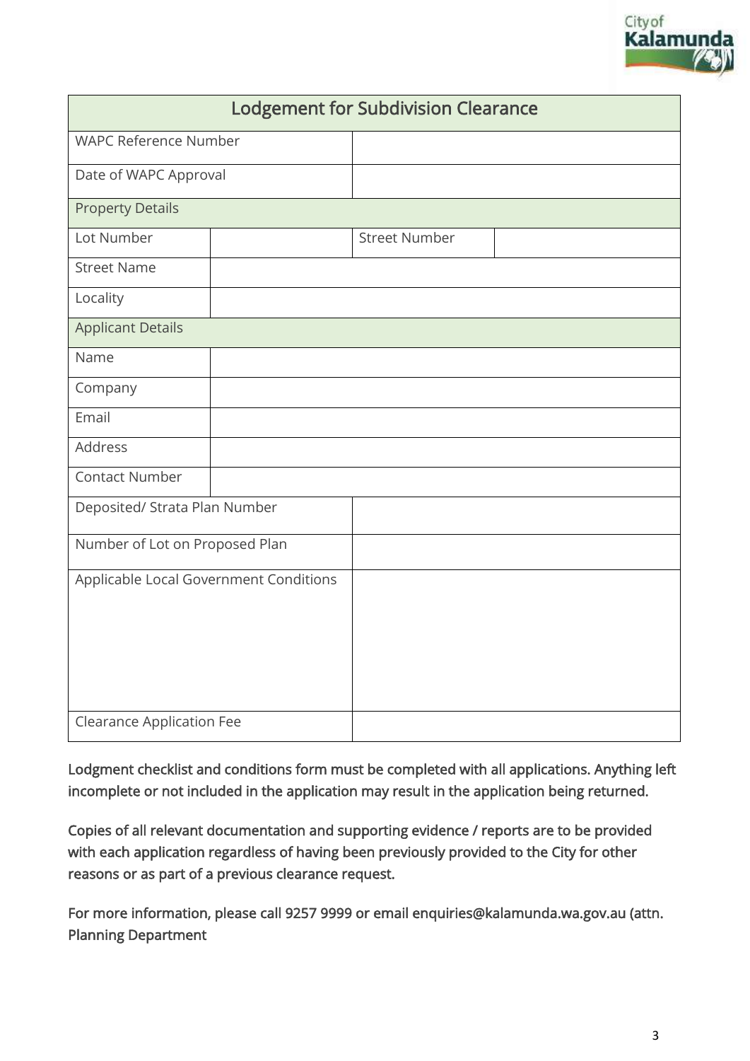| Lodgement for Subdivision Clearance | | | |
| --- | --- | --- | --- |
| WAPC Reference Number | | | |
| Date of WAPC Approval | | | |
| Property Details | | | |
| Lot Number | | Street Number | |
| Street Name | | | |
| Locality | | | |
| Applicant Details | | | |
| Name | | | |
| Company | | | |
| Email | | | |
| Address | | | |
| Contact Number | | | |
| Deposited/ Strata Plan Number | | | |
| Number of Lot on Proposed Plan | | | |
| Applicable Local Government Conditions | | | |
| Clearance Application Fee | | | |

Lodgment checklist and conditions form must be completed with all applications. Anything left incomplete or not included in the application may result in the application being returned.

Copies of all relevant documentation and supporting evidence / reports are to be provided with each application regardless of having been previously provided to the City for other reasons or as part of a previous clearance request.

For more information, please call 9257 9999 or email enquiries@kalamunda.wa.gov.au (attn. Planning Department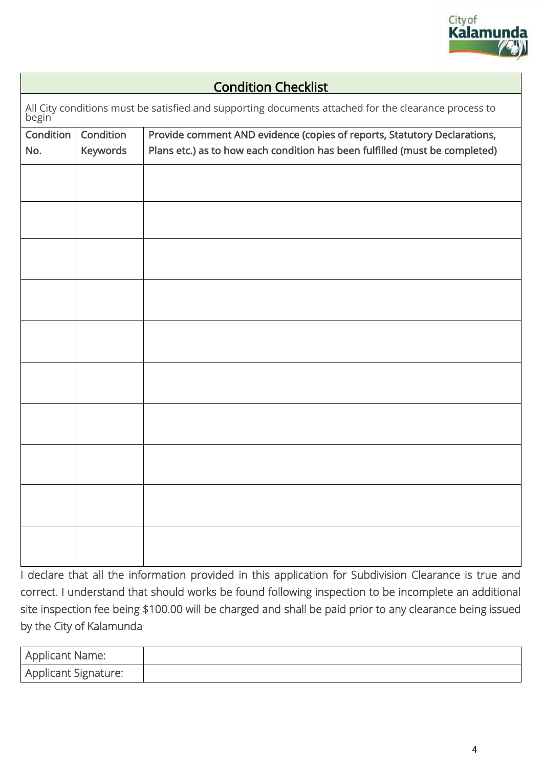## Condition Checklist

All City conditions must be satisfied and supporting documents attached for the clearance process to begin

| Condition No. | Condition Keywords | Provide comment AND evidence (copies of reports, Statutory Declarations, Plans etc.) as to how each condition has been fulfilled (must be completed) |
|---|---|---|
| | | |
| | | |
| | | |
| | | |
| | | |
| | | |
| | | |
| | | |
| | | |
| | | |

I declare that all the information provided in this application for Subdivision Clearance is true and correct. I understand that should works be found following inspection to be incomplete an additional site inspection fee being $100.00 will be charged and shall be paid prior to any clearance being issued by the City of Kalamunda

| | |
|---|---|
| Applicant Name: | |
| Applicant Signature: | |